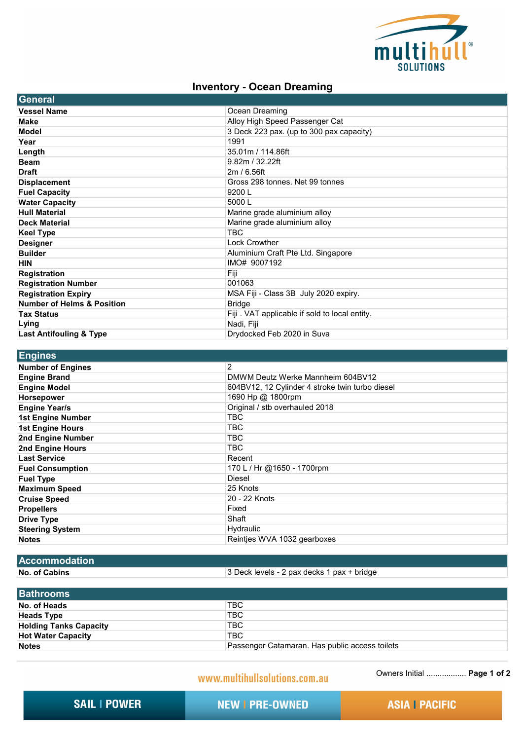# Inventory - Ocean Dreaming

## General

| | |
|---|---|
| **Vessel Name** | Ocean Dreaming |
| **Make** | Alloy High Speed Passenger Cat |
| **Model** | 3 Deck 223 pax. (up to 300 pax capacity) |
| **Year** | 1991 |
| **Length** | 35.01m / 114.86ft |
| **Beam** | 9.82m / 32.22ft |
| **Draft** | 2m / 6.56ft |
| **Displacement** | Gross 298 tonnes. Net 99 tonnes |
| **Fuel Capacity** | 9200 L |
| **Water Capacity** | 5000 L |
| **Hull Material** | Marine grade aluminium alloy |
| **Deck Material** | Marine grade aluminium alloy |
| **Keel Type** | TBC |
| **Designer** | Lock Crowther |
| **Builder** | Aluminium Craft Pte Ltd. Singapore |
| **HIN** | IMO# 9007192 |
| **Registration** | Fiji |
| **Registration Number** | 001063 |
| **Registration Expiry** | MSA Fiji - Class 3B July 2020 expiry. |
| **Number of Helms & Position** | Bridge |
| **Tax Status** | Fiji . VAT applicable if sold to local entity. |
| **Lying** | Nadi, Fiji |
| **Last Antifouling & Type** | Drydocked Feb 2020 in Suva |

## Engines

| | |
|---|---|
| **Number of Engines** | 2 |
| **Engine Brand** | DMWM Deutz Werke Mannheim 604BV12 |
| **Engine Model** | 604BV12, 12 Cylinder 4 stroke twin turbo diesel |
| **Horsepower** | 1690 Hp @ 1800rpm |
| **Engine Year/s** | Original / stb overhauled 2018 |
| **1st Engine Number** | TBC |
| **1st Engine Hours** | TBC |
| **2nd Engine Number** | TBC |
| **2nd Engine Hours** | TBC |
| **Last Service** | Recent |
| **Fuel Consumption** | 170 L / Hr @1650 - 1700rpm |
| **Fuel Type** | Diesel |
| **Maximum Speed** | 25 Knots |
| **Cruise Speed** | 20 - 22 Knots |
| **Propellers** | Fixed |
| **Drive Type** | Shaft |
| **Steering System** | Hydraulic |
| **Notes** | Reintjes WVA 1032 gearboxes |

## Accommodation

| | |
|---|---|
| **No. of Cabins** | 3 Deck levels - 2 pax decks 1 pax + bridge |

## Bathrooms

| | |
|---|---|
| **No. of Heads** | TBC |
| **Heads Type** | TBC |
| **Holding Tanks Capacity** | TBC |
| **Hot Water Capacity** | TBC |
| **Notes** | Passenger Catamaran. Has public access toilets |

Owners Initial ..................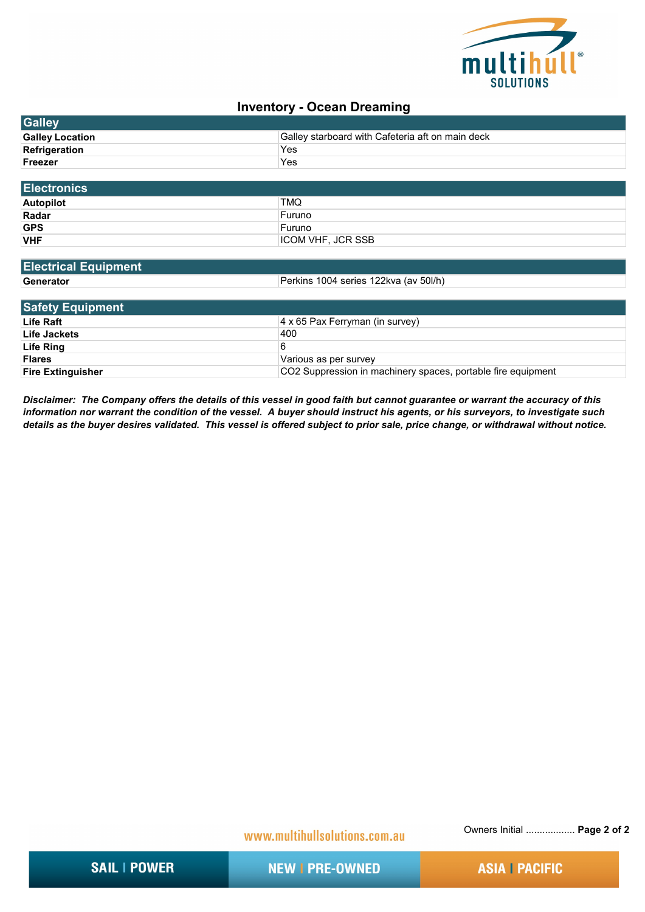# Inventory - Ocean Dreaming

## Galley

| | |
|---|---|
| **Galley Location** | Galley starboard with Cafeteria aft on main deck |
| **Refrigeration** | Yes |
| **Freezer** | Yes |

## Electronics

| | |
|---|---|
| **Autopilot** | TMQ |
| **Radar** | Furuno |
| **GPS** | Furuno |
| **VHF** | ICOM VHF, JCR SSB |

## Electrical Equipment

| | |
|---|---|
| **Generator** | Perkins 1004 series 122kva (av 50l/h) |

## Safety Equipment

| | |
|---|---|
| **Life Raft** | 4 x 65 Pax Ferryman (in survey) |
| **Life Jackets** | 400 |
| **Life Ring** | 6 |
| **Flares** | Various as per survey |
| **Fire Extinguisher** | CO2 Suppression in machinery spaces, portable fire equipment |

***Disclaimer: The Company offers the details of this vessel in good faith but cannot guarantee or warrant the accuracy of this information nor warrant the condition of the vessel. A buyer should instruct his agents, or his surveyors, to investigate such details as the buyer desires validated. This vessel is offered subject to prior sale, price change, or withdrawal without notice.***

Owners Initial ..................